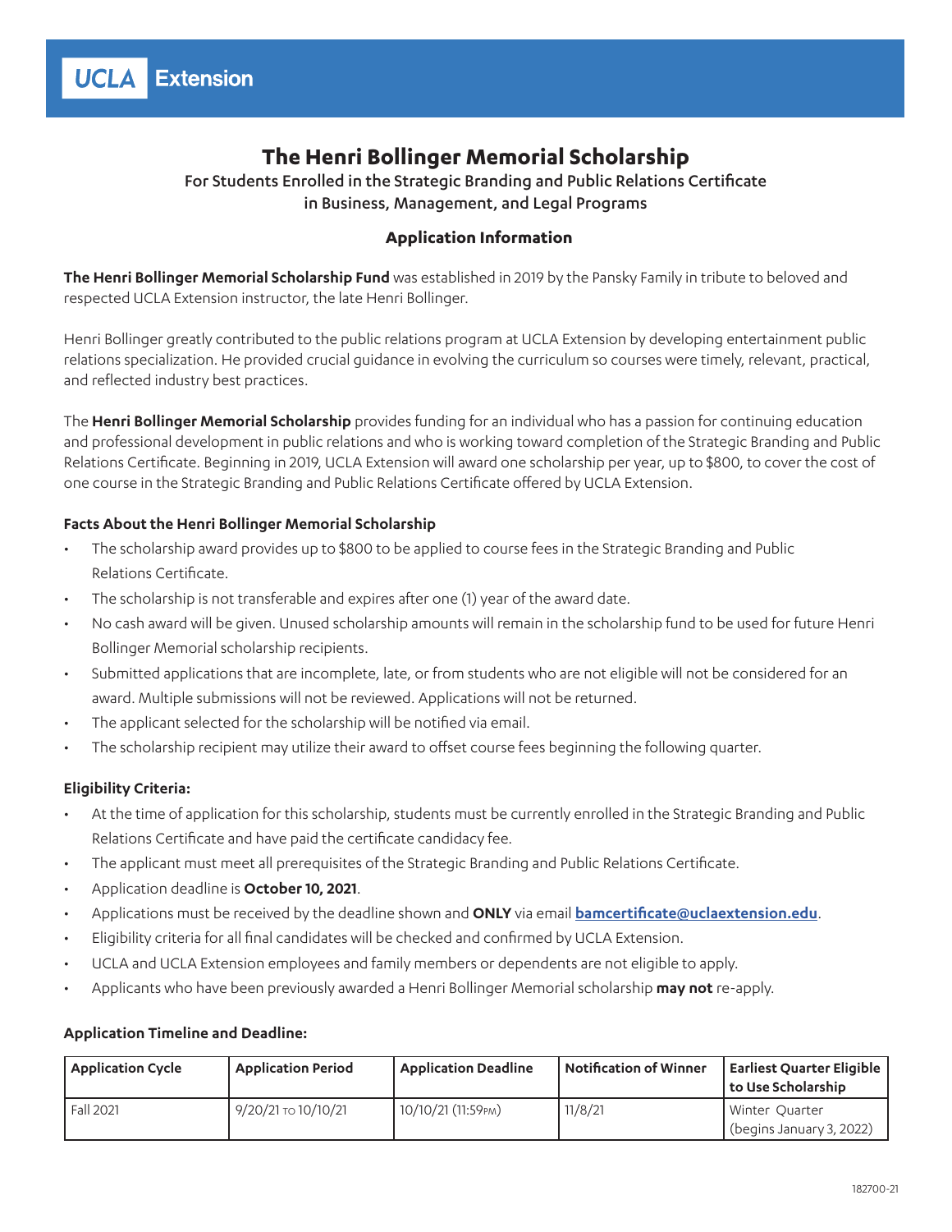UCLA Extension

# The Henri Bollinger Memorial Scholarship

For Students Enrolled in the Strategic Branding and Public Relations Certificate
in Business, Management, and Legal Programs

## Application Information

**The Henri Bollinger Memorial Scholarship Fund** was established in 2019 by the Pansky Family in tribute to beloved and respected UCLA Extension instructor, the late Henri Bollinger.

Henri Bollinger greatly contributed to the public relations program at UCLA Extension by developing entertainment public relations specialization. He provided crucial guidance in evolving the curriculum so courses were timely, relevant, practical, and reflected industry best practices.

The **Henri Bollinger Memorial Scholarship** provides funding for an individual who has a passion for continuing education and professional development in public relations and who is working toward completion of the Strategic Branding and Public Relations Certificate. Beginning in 2019, UCLA Extension will award one scholarship per year, up to $800, to cover the cost of one course in the Strategic Branding and Public Relations Certificate offered by UCLA Extension.

### Facts About the Henri Bollinger Memorial Scholarship

- The scholarship award provides up to $800 to be applied to course fees in the Strategic Branding and Public Relations Certificate.
- The scholarship is not transferable and expires after one (1) year of the award date.
- No cash award will be given. Unused scholarship amounts will remain in the scholarship fund to be used for future Henri Bollinger Memorial scholarship recipients.
- Submitted applications that are incomplete, late, or from students who are not eligible will not be considered for an award. Multiple submissions will not be reviewed. Applications will not be returned.
- The applicant selected for the scholarship will be notified via email.
- The scholarship recipient may utilize their award to offset course fees beginning the following quarter.

### Eligibility Criteria:

- At the time of application for this scholarship, students must be currently enrolled in the Strategic Branding and Public Relations Certificate and have paid the certificate candidacy fee.
- The applicant must meet all prerequisites of the Strategic Branding and Public Relations Certificate.
- Application deadline is **October 10, 2021**.
- Applications must be received by the deadline shown and **ONLY** via email **bamcertificate@uclaextension.edu**.
- Eligibility criteria for all final candidates will be checked and confirmed by UCLA Extension.
- UCLA and UCLA Extension employees and family members or dependents are not eligible to apply.
- Applicants who have been previously awarded a Henri Bollinger Memorial scholarship **may not** re-apply.

### Application Timeline and Deadline:

| Application Cycle | Application Period | Application Deadline | Notification of Winner | Earliest Quarter Eligible to Use Scholarship |
|---|---|---|---|---|
| Fall 2021 | 9/20/21 TO 10/10/21 | 10/10/21 (11:59PM) | 11/8/21 | Winter Quarter (begins January 3, 2022) |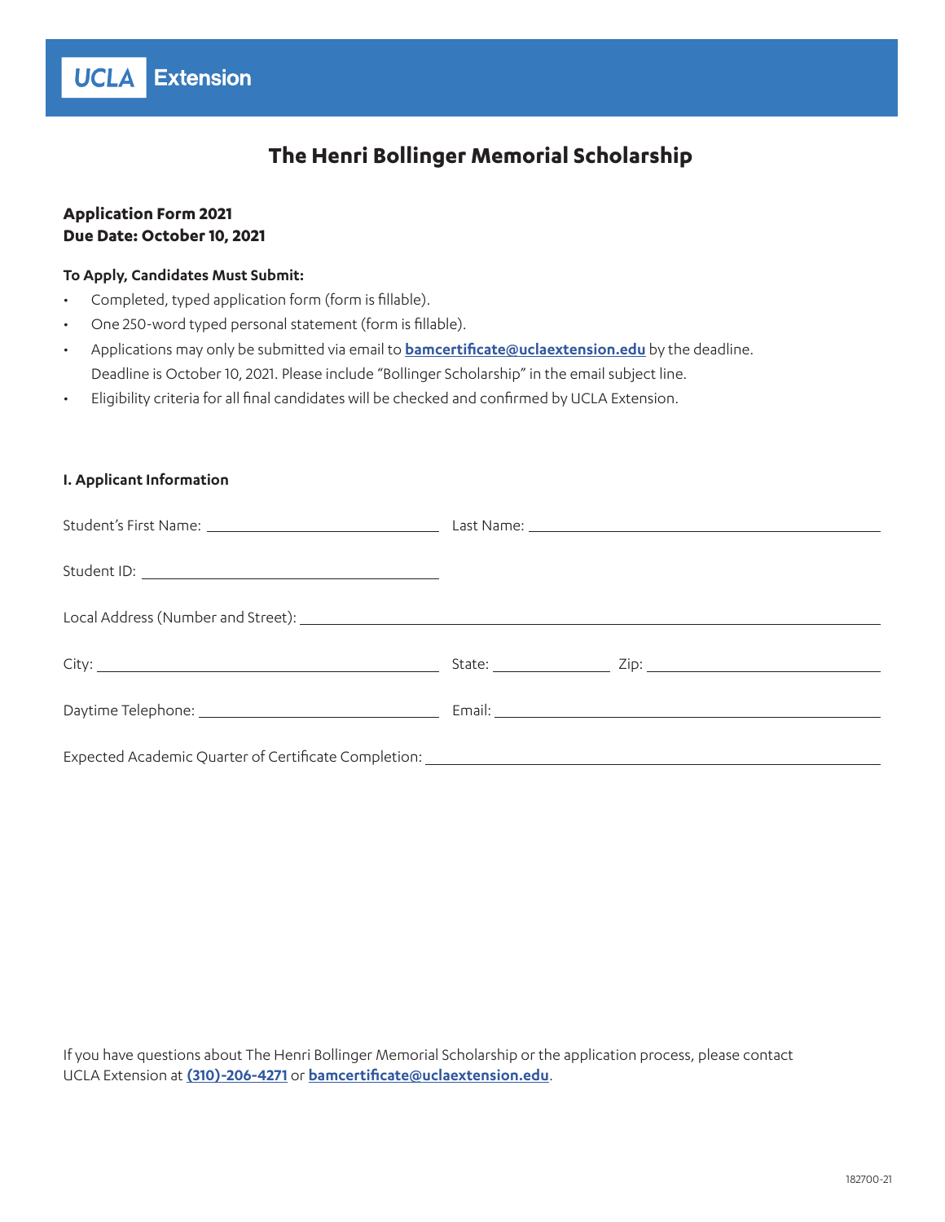UCLA Extension

# The Henri Bollinger Memorial Scholarship

**Application Form 2021**
**Due Date: October 10, 2021**

**To Apply, Candidates Must Submit:**

- Completed, typed application form (form is fillable).
- One 250-word typed personal statement (form is fillable).
- Applications may only be submitted via email to **bamcertificate@uclaextension.edu** by the deadline. Deadline is October 10, 2021. Please include "Bollinger Scholarship" in the email subject line.
- Eligibility criteria for all final candidates will be checked and confirmed by UCLA Extension.

**I. Applicant Information**

Student's First Name: ______________________ Last Name: ______________________

Student ID: ______________________

Local Address (Number and Street): ______________________

City: ______________________ State: __________ Zip: ______________________

Daytime Telephone: ______________________ Email: ______________________

Expected Academic Quarter of Certificate Completion: ______________________

If you have questions about The Henri Bollinger Memorial Scholarship or the application process, please contact UCLA Extension at **(310)-206-4271** or **bamcertificate@uclaextension.edu**.

182700-21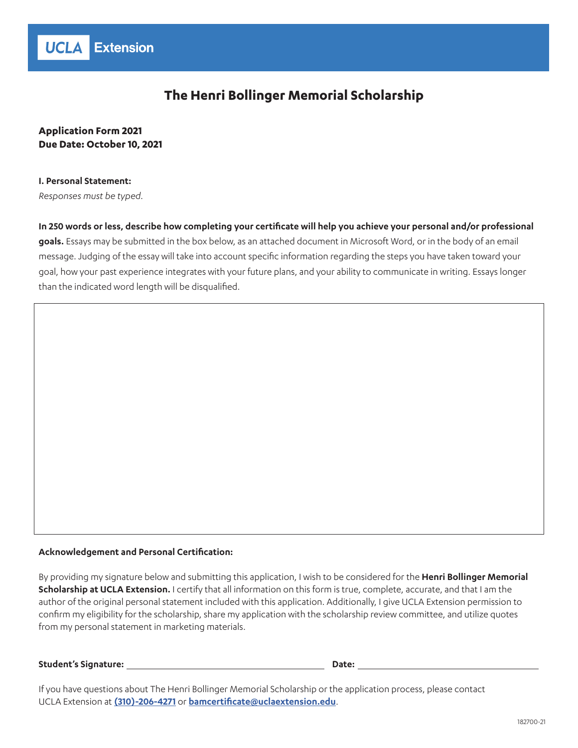UCLA Extension

# The Henri Bollinger Memorial Scholarship

**Application Form 2021**
**Due Date: October 10, 2021**

**I. Personal Statement:**

*Responses must be typed.*

**In 250 words or less, describe how completing your certificate will help you achieve your personal and/or professional goals.** Essays may be submitted in the box below, as an attached document in Microsoft Word, or in the body of an email message. Judging of the essay will take into account specific information regarding the steps you have taken toward your goal, how your past experience integrates with your future plans, and your ability to communicate in writing. Essays longer than the indicated word length will be disqualified.

**Acknowledgement and Personal Certification:**

By providing my signature below and submitting this application, I wish to be considered for the **Henri Bollinger Memorial Scholarship at UCLA Extension.** I certify that all information on this form is true, complete, accurate, and that I am the author of the original personal statement included with this application. Additionally, I give UCLA Extension permission to confirm my eligibility for the scholarship, share my application with the scholarship review committee, and utilize quotes from my personal statement in marketing materials.

**Student's Signature:** ______________________________ **Date:** ______________________________

If you have questions about The Henri Bollinger Memorial Scholarship or the application process, please contact UCLA Extension at **(310)-206-4271** or **bamcertificate@uclaextension.edu**.

182700-21